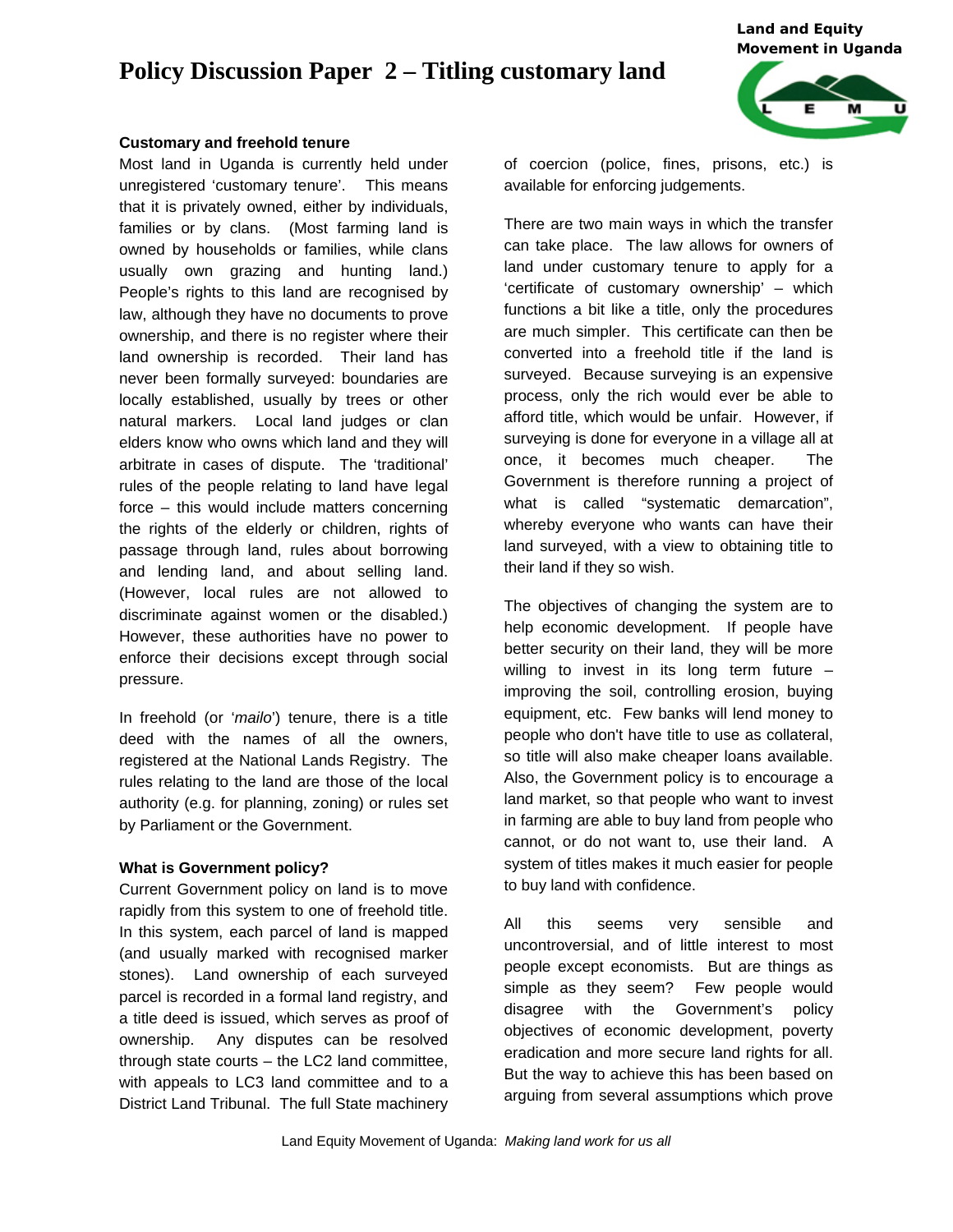# Policy Discussion Paper 2 – Titling customary land

**Land and Equity Movement in Uganda**

### Customary and freehold tenure

Most land in Uganda is currently held under unregistered 'customary tenure'. This means that it is privately owned, either by individuals, families or by clans. (Most farming land is owned by households or families, while clans usually own grazing and hunting land.) People's rights to this land are recognised by law, although they have no documents to prove ownership, and there is no register where their land ownership is recorded. Their land has never been formally surveyed: boundaries are locally established, usually by trees or other natural markers. Local land judges or clan elders know who owns which land and they will arbitrate in cases of dispute. The 'traditional' rules of the people relating to land have legal force – this would include matters concerning the rights of the elderly or children, rights of passage through land, rules about borrowing and lending land, and about selling land. (However, local rules are not allowed to discriminate against women or the disabled.) However, these authorities have no power to enforce their decisions except through social pressure.

In freehold (or '*mailo*') tenure, there is a title deed with the names of all the owners, registered at the National Lands Registry. The rules relating to the land are those of the local authority (e.g. for planning, zoning) or rules set by Parliament or the Government.

### What is Government policy?

Current Government policy on land is to move rapidly from this system to one of freehold title. In this system, each parcel of land is mapped (and usually marked with recognised marker stones). Land ownership of each surveyed parcel is recorded in a formal land registry, and a title deed is issued, which serves as proof of ownership. Any disputes can be resolved through state courts – the LC2 land committee, with appeals to LC3 land committee and to a District Land Tribunal. The full State machinery of coercion (police, fines, prisons, etc.) is available for enforcing judgements.

There are two main ways in which the transfer can take place. The law allows for owners of land under customary tenure to apply for a 'certificate of customary ownership' – which functions a bit like a title, only the procedures are much simpler. This certificate can then be converted into a freehold title if the land is surveyed. Because surveying is an expensive process, only the rich would ever be able to afford title, which would be unfair. However, if surveying is done for everyone in a village all at once, it becomes much cheaper. The Government is therefore running a project of what is called "systematic demarcation", whereby everyone who wants can have their land surveyed, with a view to obtaining title to their land if they so wish.

The objectives of changing the system are to help economic development. If people have better security on their land, they will be more willing to invest in its long term future – improving the soil, controlling erosion, buying equipment, etc. Few banks will lend money to people who don't have title to use as collateral, so title will also make cheaper loans available. Also, the Government policy is to encourage a land market, so that people who want to invest in farming are able to buy land from people who cannot, or do not want to, use their land. A system of titles makes it much easier for people to buy land with confidence.

All this seems very sensible and uncontroversial, and of little interest to most people except economists. But are things as simple as they seem? Few people would disagree with the Government's policy objectives of economic development, poverty eradication and more secure land rights for all. But the way to achieve this has been based on arguing from several assumptions which prove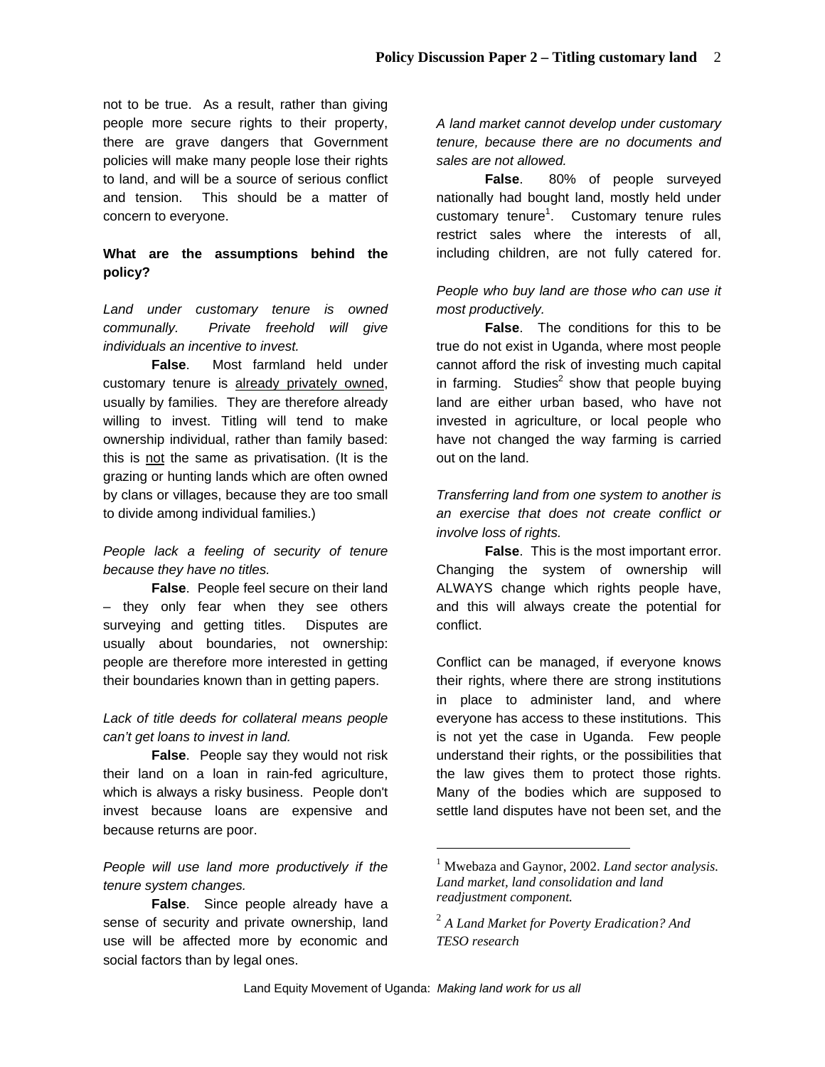not to be true. As a result, rather than giving people more secure rights to their property, there are grave dangers that Government policies will make many people lose their rights to land, and will be a source of serious conflict and tension. This should be a matter of concern to everyone.

**What are the assumptions behind the policy?**

*Land under customary tenure is owned communally. Private freehold will give individuals an incentive to invest.*

**False**. Most farmland held under customary tenure is already privately owned, usually by families. They are therefore already willing to invest. Titling will tend to make ownership individual, rather than family based: this is not the same as privatisation. (It is the grazing or hunting lands which are often owned by clans or villages, because they are too small to divide among individual families.)

*People lack a feeling of security of tenure because they have no titles.*

**False**. People feel secure on their land – they only fear when they see others surveying and getting titles. Disputes are usually about boundaries, not ownership: people are therefore more interested in getting their boundaries known than in getting papers.

*Lack of title deeds for collateral means people can't get loans to invest in land.*

**False**. People say they would not risk their land on a loan in rain-fed agriculture, which is always a risky business. People don't invest because loans are expensive and because returns are poor.

*People will use land more productively if the tenure system changes.*

**False**. Since people already have a sense of security and private ownership, land use will be affected more by economic and social factors than by legal ones.

*A land market cannot develop under customary tenure, because there are no documents and sales are not allowed.*

**False**. 80% of people surveyed nationally had bought land, mostly held under customary tenure[1]. Customary tenure rules restrict sales where the interests of all, including children, are not fully catered for.

*People who buy land are those who can use it most productively.*

**False**. The conditions for this to be true do not exist in Uganda, where most people cannot afford the risk of investing much capital in farming. Studies[2] show that people buying land are either urban based, who have not invested in agriculture, or local people who have not changed the way farming is carried out on the land.

*Transferring land from one system to another is an exercise that does not create conflict or involve loss of rights.*

**False**. This is the most important error. Changing the system of ownership will ALWAYS change which rights people have, and this will always create the potential for conflict.

Conflict can be managed, if everyone knows their rights, where there are strong institutions in place to administer land, and where everyone has access to these institutions. This is not yet the case in Uganda. Few people understand their rights, or the possibilities that the law gives them to protect those rights. Many of the bodies which are supposed to settle land disputes have not been set, and the

---

[1] Mwebaza and Gaynor, 2002. *Land sector analysis. Land market, land consolidation and land readjustment component.*

[2] *A Land Market for Poverty Eradication? And TESO research*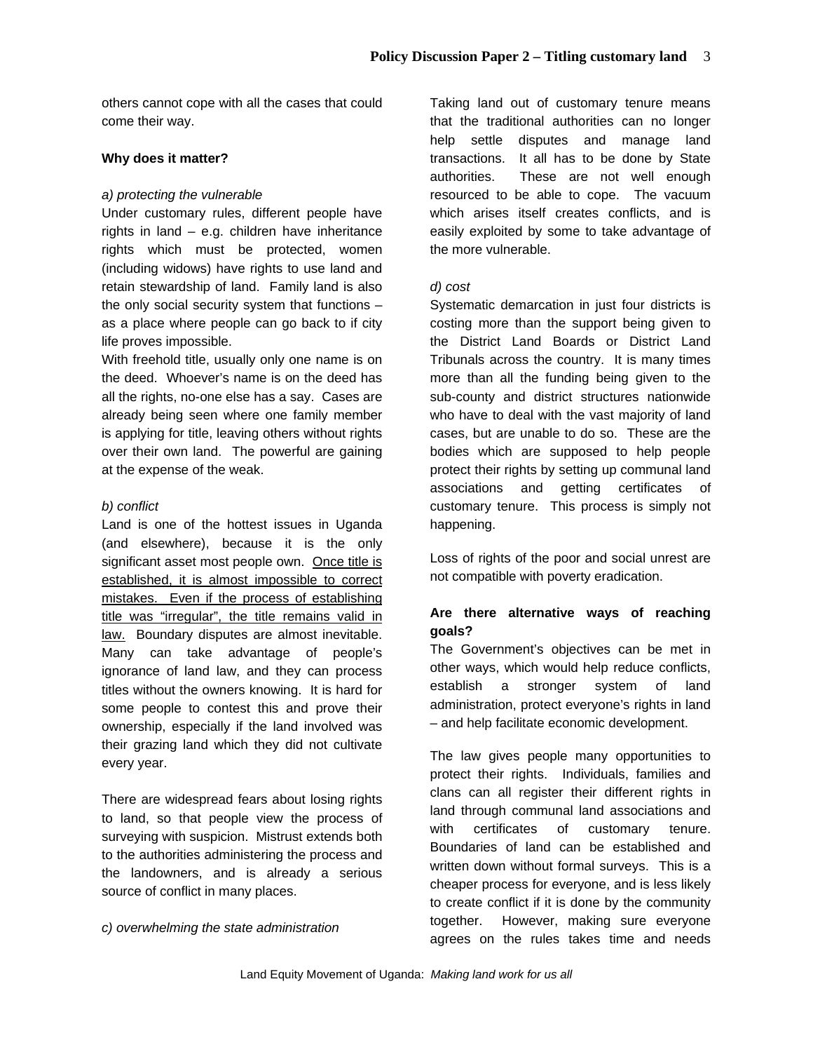others cannot cope with all the cases that could come their way.

**Why does it matter?**

*a) protecting the vulnerable*

Under customary rules, different people have rights in land – e.g. children have inheritance rights which must be protected, women (including widows) have rights to use land and retain stewardship of land. Family land is also the only social security system that functions – as a place where people can go back to if city life proves impossible.

With freehold title, usually only one name is on the deed. Whoever's name is on the deed has all the rights, no-one else has a say. Cases are already being seen where one family member is applying for title, leaving others without rights over their own land. The powerful are gaining at the expense of the weak.

*b) conflict*

Land is one of the hottest issues in Uganda (and elsewhere), because it is the only significant asset most people own. <u>Once title is established, it is almost impossible to correct mistakes. Even if the process of establishing title was "irregular", the title remains valid in law.</u> Boundary disputes are almost inevitable. Many can take advantage of people's ignorance of land law, and they can process titles without the owners knowing. It is hard for some people to contest this and prove their ownership, especially if the land involved was their grazing land which they did not cultivate every year.

There are widespread fears about losing rights to land, so that people view the process of surveying with suspicion. Mistrust extends both to the authorities administering the process and the landowners, and is already a serious source of conflict in many places.

*c) overwhelming the state administration*

Taking land out of customary tenure means that the traditional authorities can no longer help settle disputes and manage land transactions. It all has to be done by State authorities. These are not well enough resourced to be able to cope. The vacuum which arises itself creates conflicts, and is easily exploited by some to take advantage of the more vulnerable.

*d) cost*

Systematic demarcation in just four districts is costing more than the support being given to the District Land Boards or District Land Tribunals across the country. It is many times more than all the funding being given to the sub-county and district structures nationwide who have to deal with the vast majority of land cases, but are unable to do so. These are the bodies which are supposed to help people protect their rights by setting up communal land associations and getting certificates of customary tenure. This process is simply not happening.

Loss of rights of the poor and social unrest are not compatible with poverty eradication.

**Are there alternative ways of reaching goals?**

The Government's objectives can be met in other ways, which would help reduce conflicts, establish a stronger system of land administration, protect everyone's rights in land – and help facilitate economic development.

The law gives people many opportunities to protect their rights. Individuals, families and clans can all register their different rights in land through communal land associations and with certificates of customary tenure. Boundaries of land can be established and written down without formal surveys. This is a cheaper process for everyone, and is less likely to create conflict if it is done by the community together. However, making sure everyone agrees on the rules takes time and needs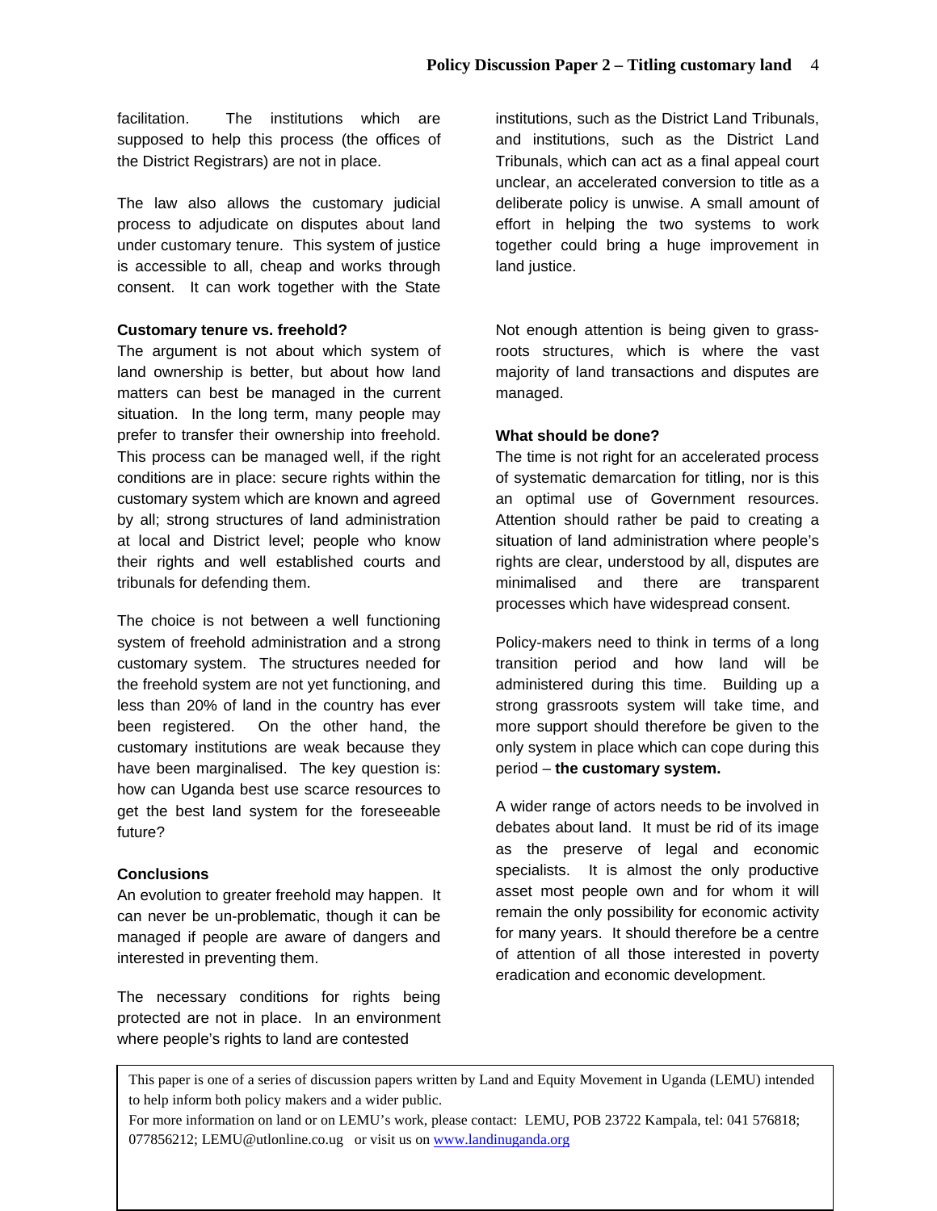facilitation. The institutions which are supposed to help this process (the offices of the District Registrars) are not in place.

The law also allows the customary judicial process to adjudicate on disputes about land under customary tenure. This system of justice is accessible to all, cheap and works through consent. It can work together with the State institutions, such as the District Land Tribunals, and institutions, such as the District Land Tribunals, which can act as a final appeal court unclear, an accelerated conversion to title as a deliberate policy is unwise. A small amount of effort in helping the two systems to work together could bring a huge improvement in land justice.

**Customary tenure vs. freehold?**

The argument is not about which system of land ownership is better, but about how land matters can best be managed in the current situation. In the long term, many people may prefer to transfer their ownership into freehold. This process can be managed well, if the right conditions are in place: secure rights within the customary system which are known and agreed by all; strong structures of land administration at local and District level; people who know their rights and well established courts and tribunals for defending them.

The choice is not between a well functioning system of freehold administration and a strong customary system. The structures needed for the freehold system are not yet functioning, and less than 20% of land in the country has ever been registered. On the other hand, the customary institutions are weak because they have been marginalised. The key question is: how can Uganda best use scarce resources to get the best land system for the foreseeable future?

**Conclusions**

An evolution to greater freehold may happen. It can never be un-problematic, though it can be managed if people are aware of dangers and interested in preventing them.

The necessary conditions for rights being protected are not in place. In an environment where people's rights to land are contested

Not enough attention is being given to grass-roots structures, which is where the vast majority of land transactions and disputes are managed.

**What should be done?**

The time is not right for an accelerated process of systematic demarcation for titling, nor is this an optimal use of Government resources. Attention should rather be paid to creating a situation of land administration where people's rights are clear, understood by all, disputes are minimalised and there are transparent processes which have widespread consent.

Policy-makers need to think in terms of a long transition period and how land will be administered during this time. Building up a strong grassroots system will take time, and more support should therefore be given to the only system in place which can cope during this period – **the customary system.**

A wider range of actors needs to be involved in debates about land. It must be rid of its image as the preserve of legal and economic specialists. It is almost the only productive asset most people own and for whom it will remain the only possibility for economic activity for many years. It should therefore be a centre of attention of all those interested in poverty eradication and economic development.

This paper is one of a series of discussion papers written by Land and Equity Movement in Uganda (LEMU) intended to help inform both policy makers and a wider public.
For more information on land or on LEMU's work, please contact: LEMU, POB 23722 Kampala, tel: 041 576818; 077856212; LEMU@utlonline.co.ug or visit us on www.landinuganda.org